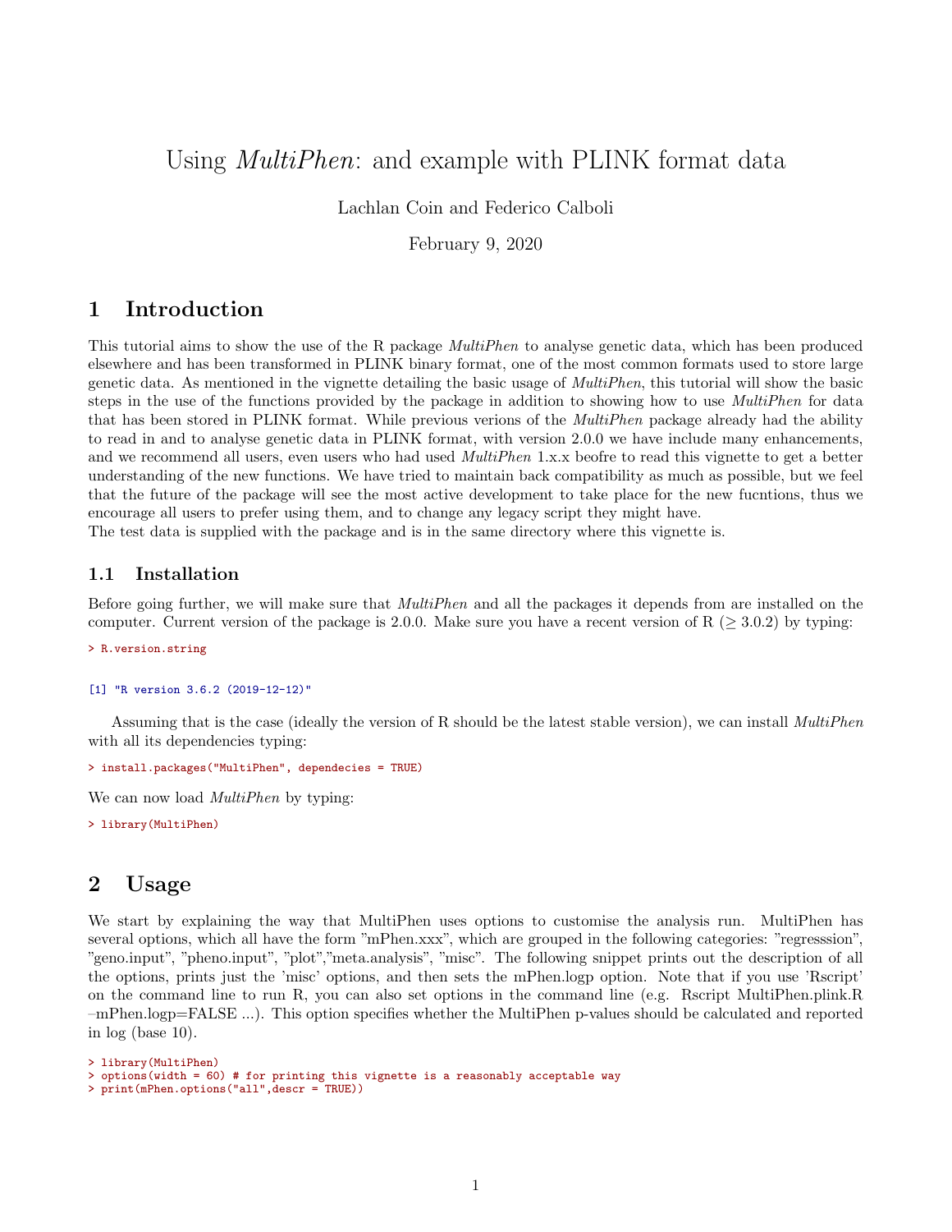# Using *MultiPhen*: and example with PLINK format data

Lachlan Coin and Federico Calboli

February 9, 2020

## 1 Introduction

This tutorial aims to show the use of the R package *MultiPhen* to analyse genetic data, which has been produced elsewhere and has been transformed in PLINK binary format, one of the most common formats used to store large genetic data. As mentioned in the vignette detailing the basic usage of *MultiPhen*, this tutorial will show the basic steps in the use of the functions provided by the package in addition to showing how to use *MultiPhen* for data that has been stored in PLINK format. While previous verions of the *MultiPhen* package already had the ability to read in and to analyse genetic data in PLINK format, with version 2.0.0 we have include many enhancements, and we recommend all users, even users who had used *MultiPhen* 1.x.x beofre to read this vignette to get a better understanding of the new functions. We have tried to maintain back compatibility as much as possible, but we feel that the future of the package will see the most active development to take place for the new fucntions, thus we encourage all users to prefer using them, and to change any legacy script they might have.
The test data is supplied with the package and is in the same directory where this vignette is.

### 1.1 Installation

Before going further, we will make sure that *MultiPhen* and all the packages it depends from are installed on the computer. Current version of the package is 2.0.0. Make sure you have a recent version of R ($\geq$ 3.0.2) by typing:

```
> R.version.string
```

```
[1] "R version 3.6.2 (2019-12-12)"
```

Assuming that is the case (ideally the version of R should be the latest stable version), we can install *MultiPhen* with all its dependencies typing:

```
> install.packages("MultiPhen", dependecies = TRUE)
```

We can now load *MultiPhen* by typing:

```
> library(MultiPhen)
```

## 2 Usage

We start by explaining the way that MultiPhen uses options to customise the analysis run. MultiPhen has several options, which all have the form "mPhen.xxx", which are grouped in the following categories: "regresssion", "geno.input", "pheno.input", "plot","meta.analysis", "misc". The following snippet prints out the description of all the options, prints just the 'misc' options, and then sets the mPhen.logp option. Note that if you use 'Rscript' on the command line to run R, you can also set options in the command line (e.g. Rscript MultiPhen.plink.R –mPhen.logp=FALSE ...). This option specifies whether the MultiPhen p-values should be calculated and reported in log (base 10).

```
> library(MultiPhen)
> options(width = 60) # for printing this vignette is a reasonably acceptable way
> print(mPhen.options("all",descr = TRUE))
```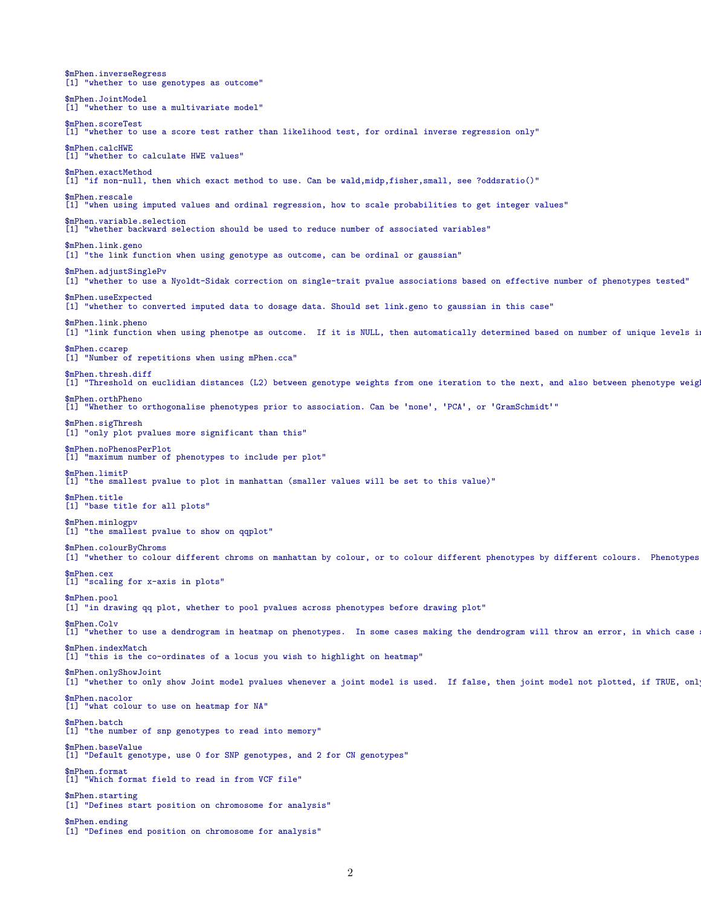```
$mPhen.inverseRegress
[1] "whether to use genotypes as outcome"

$mPhen.JointModel
[1] "whether to use a multivariate model"

$mPhen.scoreTest
[1] "whether to use a score test rather than likelihood test, for ordinal inverse regression only"

$mPhen.calcHWE
[1] "whether to calculate HWE values"

$mPhen.exactMethod
[1] "if non-null, then which exact method to use. Can be wald,midp,fisher,small, see ?oddsratio()"

$mPhen.rescale
[1] "when using imputed values and ordinal regression, how to scale probabilities to get integer values"

$mPhen.variable.selection
[1] "whether backward selection should be used to reduce number of associated variables"

$mPhen.link.geno
[1] "the link function when using genotype as outcome, can be ordinal or gaussian"

$mPhen.adjustSinglePv
[1] "whether to use a Nyoldt-Sidak correction on single-trait pvalue associations based on effective number of phenotypes tested"

$mPhen.useExpected
[1] "whether to converted imputed data to dosage data. Should set link.geno to gaussian in this case"

$mPhen.link.pheno
[1] "link function when using phenotpe as outcome.  If it is NULL, then automatically determined based on number of unique levels i

$mPhen.ccarep
[1] "Number of repetitions when using mPhen.cca"

$mPhen.thresh.diff
[1] "Threshold on euclidian distances (L2) between genotype weights from one iteration to the next, and also between phenotype weig

$mPhen.orthPheno
[1] "Whether to orthogonalise phenotypes prior to association. Can be 'none', 'PCA', or 'GramSchmidt'"

$mPhen.sigThresh
[1] "only plot pvalues more significant than this"

$mPhen.noPhenosPerPlot
[1] "maximum number of phenotypes to include per plot"

$mPhen.limitP
[1] "the smallest pvalue to plot in manhattan (smaller values will be set to this value)"

$mPhen.title
[1] "base title for all plots"

$mPhen.minlogpv
[1] "the smallest pvalue to show on qqplot"

$mPhen.colourByChroms
[1] "whether to colour different chroms on manhattan by colour, or to colour different phenotypes by different colours.  Phenotypes

$mPhen.cex
[1] "scaling for x-axis in plots"

$mPhen.pool
[1] "in drawing qq plot, whether to pool pvalues across phenotypes before drawing plot"

$mPhen.Colv
[1] "whether to use a dendrogram in heatmap on phenotypes.  In some cases making the dendrogram will throw an error, in which case s

$mPhen.indexMatch
[1] "this is the co-ordinates of a locus you wish to highlight on heatmap"

$mPhen.onlyShowJoint
[1] "whether to only show Joint model pvalues whenever a joint model is used.  If false, then joint model not plotted, if TRUE, only

$mPhen.nacolor
[1] "what colour to use on heatmap for NA"

$mPhen.batch
[1] "the number of snp genotypes to read into memory"

$mPhen.baseValue
[1] "Default genotype, use 0 for SNP genotypes, and 2 for CN genotypes"

$mPhen.format
[1] "Which format field to read in from VCF file"

$mPhen.starting
[1] "Defines start position on chromosome for analysis"

$mPhen.ending
[1] "Defines end position on chromosome for analysis"
```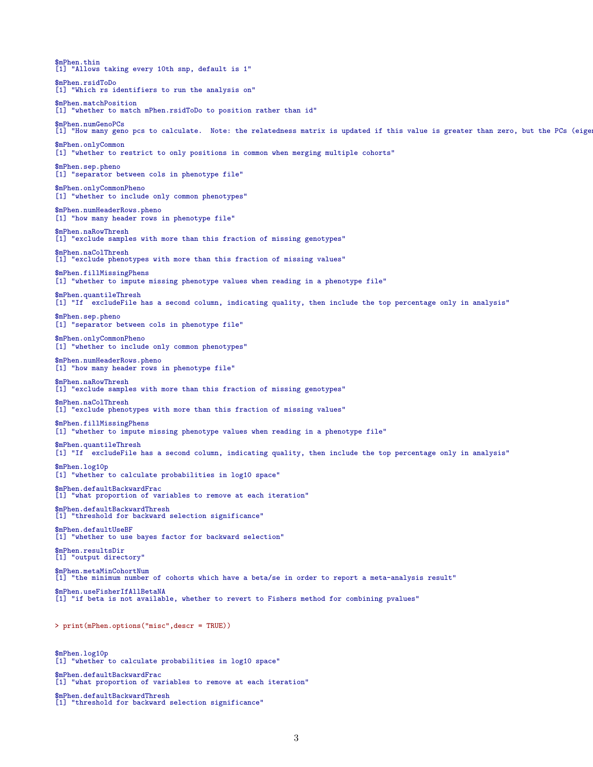```
$mPhen.thin
[1] "Allows taking every 10th snp, default is 1"

$mPhen.rsidToDo
[1] "Which rs identifiers to run the analysis on"

$mPhen.matchPosition
[1] "whether to match mPhen.rsidToDo to position rather than id"

$mPhen.numGenoPCs
[1] "How many geno pcs to calculate.  Note: the relatedness matrix is updated if this value is greater than zero, but the PCs (eigen

$mPhen.onlyCommon
[1] "whether to restrict to only positions in common when merging multiple cohorts"

$mPhen.sep.pheno
[1] "separator between cols in phenotype file"

$mPhen.onlyCommonPheno
[1] "whether to include only common phenotypes"

$mPhen.numHeaderRows.pheno
[1] "how many header rows in phenotype file"

$mPhen.naRowThresh
[1] "exclude samples with more than this fraction of missing genotypes"

$mPhen.naColThresh
[1] "exclude phenotypes with more than this fraction of missing values"

$mPhen.fillMissingPhens
[1] "whether to impute missing phenotype values when reading in a phenotype file"

$mPhen.quantileThresh
[1] "If  excludeFile has a second column, indicating quality, then include the top percentage only in analysis"

$mPhen.sep.pheno
[1] "separator between cols in phenotype file"

$mPhen.onlyCommonPheno
[1] "whether to include only common phenotypes"

$mPhen.numHeaderRows.pheno
[1] "how many header rows in phenotype file"

$mPhen.naRowThresh
[1] "exclude samples with more than this fraction of missing genotypes"

$mPhen.naColThresh
[1] "exclude phenotypes with more than this fraction of missing values"

$mPhen.fillMissingPhens
[1] "whether to impute missing phenotype values when reading in a phenotype file"

$mPhen.quantileThresh
[1] "If  excludeFile has a second column, indicating quality, then include the top percentage only in analysis"

$mPhen.log10p
[1] "whether to calculate probabilities in log10 space"

$mPhen.defaultBackwardFrac
[1] "what proportion of variables to remove at each iteration"

$mPhen.defaultBackwardThresh
[1] "threshold for backward selection significance"

$mPhen.defaultUseBF
[1] "whether to use bayes factor for backward selection"

$mPhen.resultsDir
[1] "output directory"

$mPhen.metaMinCohortNum
[1] "the minimum number of cohorts which have a beta/se in order to report a meta-analysis result"

$mPhen.useFisherIfAllBetaNA
[1] "if beta is not available, whether to revert to Fishers method for combining pvalues"


> print(mPhen.options("misc",descr = TRUE))



$mPhen.log10p
[1] "whether to calculate probabilities in log10 space"

$mPhen.defaultBackwardFrac
[1] "what proportion of variables to remove at each iteration"

$mPhen.defaultBackwardThresh
[1] "threshold for backward selection significance"
```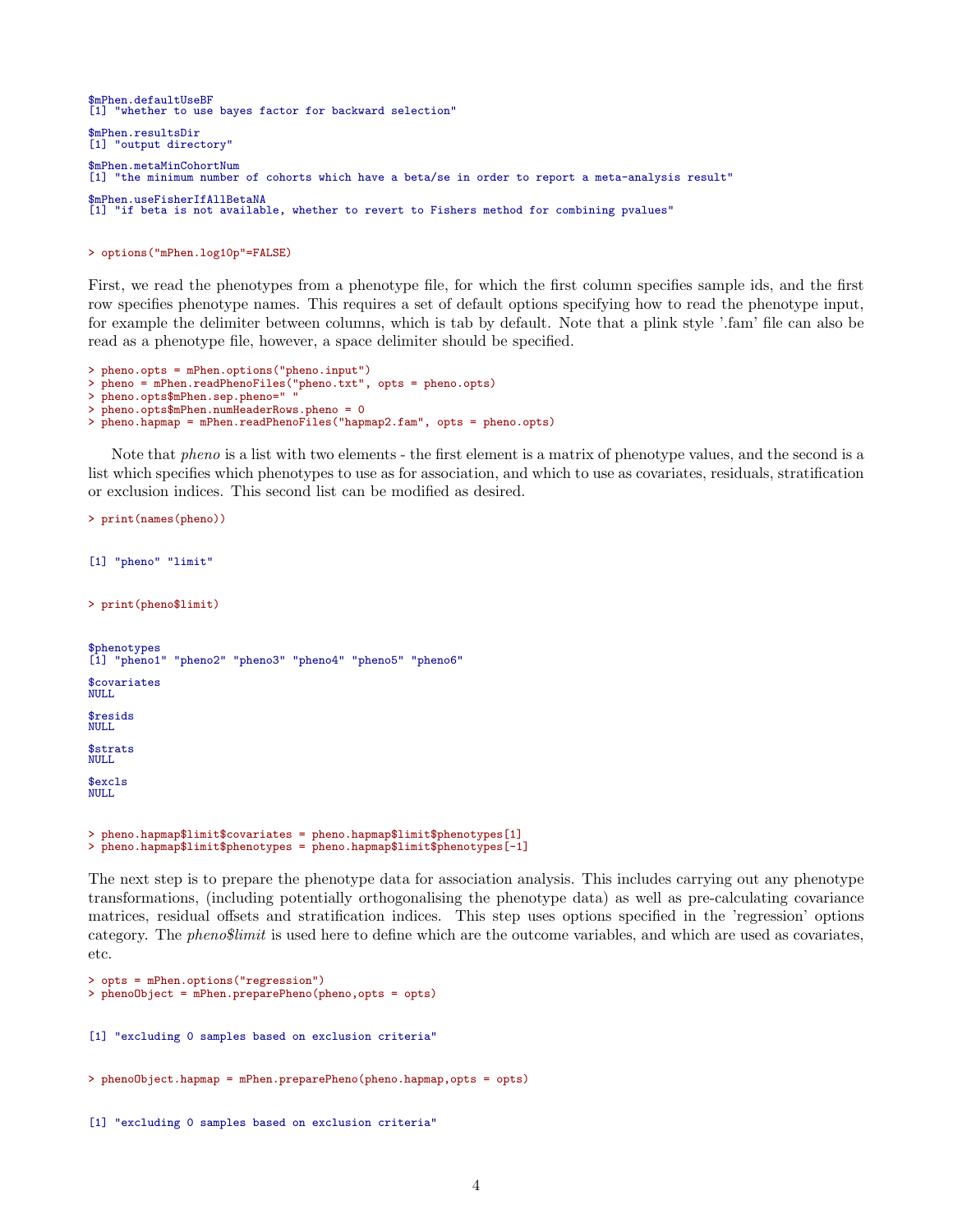```
$mPhen.defaultUseBF
[1] "whether to use bayes factor for backward selection"

$mPhen.resultsDir
[1] "output directory"

$mPhen.metaMinCohortNum
[1] "the minimum number of cohorts which have a beta/se in order to report a meta-analysis result"

$mPhen.useFisherIfAllBetaNA
[1] "if beta is not available, whether to revert to Fishers method for combining pvalues"
```

```
> options("mPhen.log10p"=FALSE)
```

First, we read the phenotypes from a phenotype file, for which the first column specifies sample ids, and the first row specifies phenotype names. This requires a set of default options specifying how to read the phenotype input, for example the delimiter between columns, which is tab by default. Note that a plink style '.fam' file can also be read as a phenotype file, however, a space delimiter should be specified.

```
> pheno.opts = mPhen.options("pheno.input")
> pheno = mPhen.readPhenoFiles("pheno.txt", opts = pheno.opts)
> pheno.opts$mPhen.sep.pheno=" "
> pheno.opts$mPhen.numHeaderRows.pheno = 0
> pheno.hapmap = mPhen.readPhenoFiles("hapmap2.fam", opts = pheno.opts)
```

Note that *pheno* is a list with two elements - the first element is a matrix of phenotype values, and the second is a list which specifies which phenotypes to use as for association, and which to use as covariates, residuals, stratification or exclusion indices. This second list can be modified as desired.

```
> print(names(pheno))

[1] "pheno" "limit"

> print(pheno$limit)

$phenotypes
[1] "pheno1" "pheno2" "pheno3" "pheno4" "pheno5" "pheno6"

$covariates
NULL

$resids
NULL

$strats
NULL

$excls
NULL

> pheno.hapmap$limit$covariates = pheno.hapmap$limit$phenotypes[1]
> pheno.hapmap$limit$phenotypes = pheno.hapmap$limit$phenotypes[-1]
```

The next step is to prepare the phenotype data for association analysis. This includes carrying out any phenotype transformations, (including potentially orthogonalising the phenotype data) as well as pre-calculating covariance matrices, residual offsets and stratification indices. This step uses options specified in the 'regression' options category. The *pheno$limit* is used here to define which are the outcome variables, and which are used as covariates, etc.

```
> opts = mPhen.options("regression")
> phenoObject = mPhen.preparePheno(pheno,opts = opts)

[1] "excluding 0 samples based on exclusion criteria"

> phenoObject.hapmap = mPhen.preparePheno(pheno.hapmap,opts = opts)

[1] "excluding 0 samples based on exclusion criteria"
```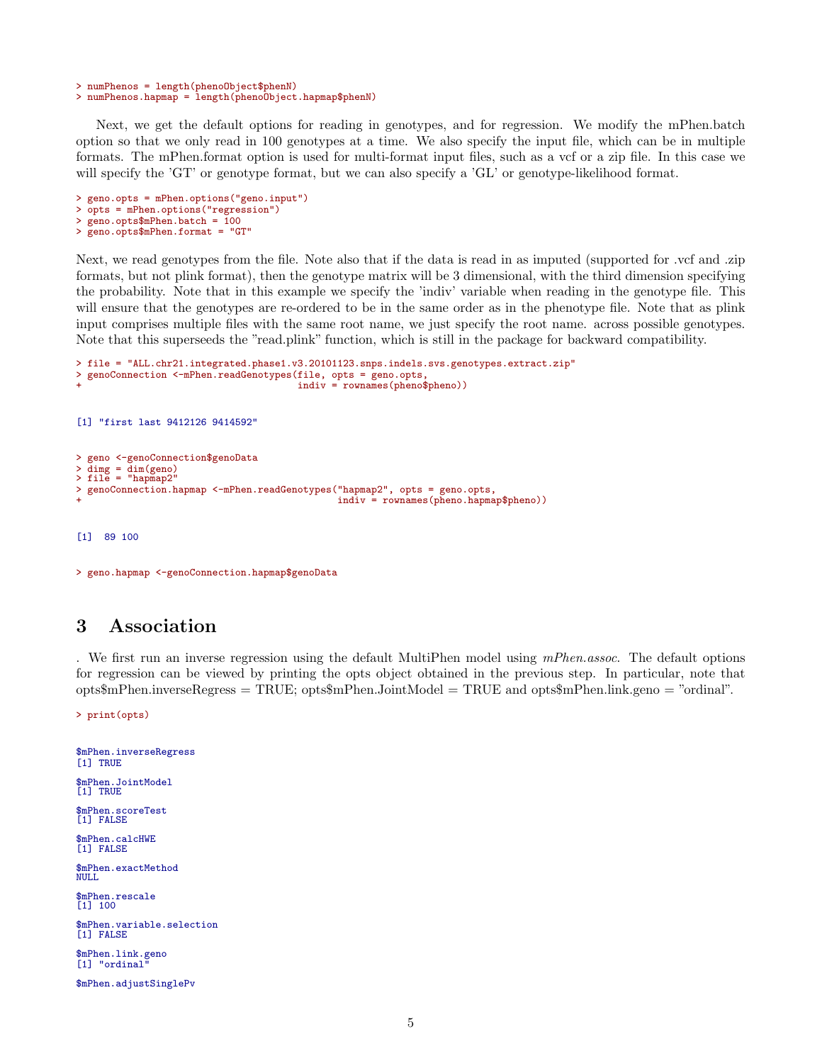```
> numPhenos = length(phenoObject$phenN)
> numPhenos.hapmap = length(phenoObject.hapmap$phenN)
```

Next, we get the default options for reading in genotypes, and for regression. We modify the mPhen.batch option so that we only read in 100 genotypes at a time. We also specify the input file, which can be in multiple formats. The mPhen.format option is used for multi-format input files, such as a vcf or a zip file. In this case we will specify the 'GT' or genotype format, but we can also specify a 'GL' or genotype-likelihood format.

```
> geno.opts = mPhen.options("geno.input")
> opts = mPhen.options("regression")
> geno.opts$mPhen.batch = 100
> geno.opts$mPhen.format = "GT"
```

Next, we read genotypes from the file. Note also that if the data is read in as imputed (supported for .vcf and .zip formats, but not plink format), then the genotype matrix will be 3 dimensional, with the third dimension specifying the probability. Note that in this example we specify the 'indiv' variable when reading in the genotype file. This will ensure that the genotypes are re-ordered to be in the same order as in the phenotype file. Note that as plink input comprises multiple files with the same root name, we just specify the root name. across possible genotypes. Note that this superseeds the "read.plink" function, which is still in the package for backward compatibility.

```
> file = "ALL.chr21.integrated.phase1.v3.20101123.snps.indels.svs.genotypes.extract.zip"
> genoConnection <-mPhen.readGenotypes(file, opts = geno.opts,
+                                      indiv = rownames(pheno$pheno))


[1] "first last 9412126 9414592"


> geno <-genoConnection$genoData
> dimg = dim(geno)
> file = "hapmap2"
> genoConnection.hapmap <-mPhen.readGenotypes("hapmap2", opts = geno.opts,
+                                             indiv = rownames(pheno.hapmap$pheno))


[1]  89 100


> geno.hapmap <-genoConnection.hapmap$genoData
```

# 3 Association

. We first run an inverse regression using the default MultiPhen model using *mPhen.assoc*. The default options for regression can be viewed by printing the opts object obtained in the previous step. In particular, note that opts$mPhen.inverseRegress = TRUE; opts$mPhen.JointModel = TRUE and opts$mPhen.link.geno = "ordinal".

```
> print(opts)


$mPhen.inverseRegress
[1] TRUE

$mPhen.JointModel
[1] TRUE

$mPhen.scoreTest
[1] FALSE

$mPhen.calcHWE
[1] FALSE

$mPhen.exactMethod
NULL

$mPhen.rescale
[1] 100

$mPhen.variable.selection
[1] FALSE

$mPhen.link.geno
[1] "ordinal"

$mPhen.adjustSinglePv
```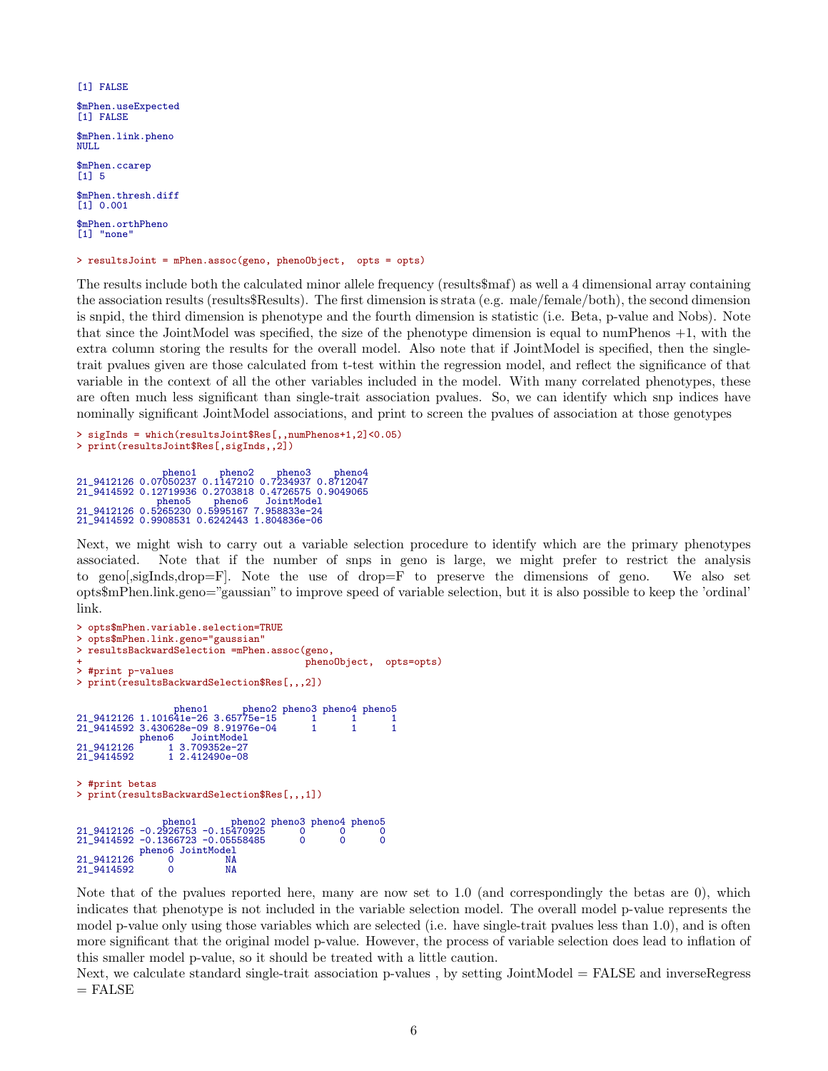```
[1] FALSE

$mPhen.useExpected
[1] FALSE

$mPhen.link.pheno
NULL

$mPhen.ccarep
[1] 5

$mPhen.thresh.diff
[1] 0.001

$mPhen.orthPheno
[1] "none"

> resultsJoint = mPhen.assoc(geno, phenoObject,  opts = opts)
```

The results include both the calculated minor allele frequency (results$maf) as well a 4 dimensional array containing the association results (results$Results). The first dimension is strata (e.g. male/female/both), the second dimension is snpid, the third dimension is phenotype and the fourth dimension is statistic (i.e. Beta, p-value and Nobs). Note that since the JointModel was specified, the size of the phenotype dimension is equal to numPhenos +1, with the extra column storing the results for the overall model. Also note that if JointModel is specified, then the single-trait pvalues given are those calculated from t-test within the regression model, and reflect the significance of that variable in the context of all the other variables included in the model. With many correlated phenotypes, these are often much less significant than single-trait association pvalues. So, we can identify which snp indices have nominally significant JointModel associations, and print to screen the pvalues of association at those genotypes

```
> sigInds = which(resultsJoint$Res[,,numPhenos+1,2]<0.05)
> print(resultsJoint$Res[,sigInds,,2])

              pheno1    pheno2    pheno3    pheno4
21_9412126 0.07050237 0.1147210 0.7234937 0.8712047
21_9414592 0.12719936 0.2703818 0.4726575 0.9049065
             pheno5    pheno6   JointModel
21_9412126 0.5265230 0.5995167 7.958833e-24
21_9414592 0.9908531 0.6242443 1.804836e-06
```

Next, we might wish to carry out a variable selection procedure to identify which are the primary phenotypes associated. Note that if the number of snps in geno is large, we might prefer to restrict the analysis to geno[,sigInds,drop=F]. Note the use of drop=F to preserve the dimensions of geno. We also set opts$mPhen.link.geno="gaussian" to improve speed of variable selection, but it is also possible to keep the 'ordinal' link.

```
> opts$mPhen.variable.selection=TRUE
> opts$mPhen.link.geno="gaussian"
> resultsBackwardSelection =mPhen.assoc(geno,
+                                        phenoObject,  opts=opts)
> #print p-values
> print(resultsBackwardSelection$Res[,,,2])

                pheno1      pheno2 pheno3 pheno4 pheno5
21_9412126 1.101641e-26 3.65775e-15      1      1      1
21_9414592 3.430628e-09 8.91976e-04      1      1      1
           pheno6   JointModel
21_9412126      1 3.709352e-27
21_9414592      1 2.412490e-08


> #print betas
> print(resultsBackwardSelection$Res[,,,1])

              pheno1      pheno2 pheno3 pheno4 pheno5
21_9412126 -0.2926753 -0.15470925      0      0      0
21_9414592 -0.1366723 -0.05558485      0      0      0
           pheno6 JointModel
21_9412126      0         NA
21_9414592      0         NA
```

Note that of the pvalues reported here, many are now set to 1.0 (and correspondingly the betas are 0), which indicates that phenotype is not included in the variable selection model. The overall model p-value represents the model p-value only using those variables which are selected (i.e. have single-trait pvalues less than 1.0), and is often more significant that the original model p-value. However, the process of variable selection does lead to inflation of this smaller model p-value, so it should be treated with a little caution.

Next, we calculate standard single-trait association p-values , by setting JointModel = FALSE and inverseRegress = FALSE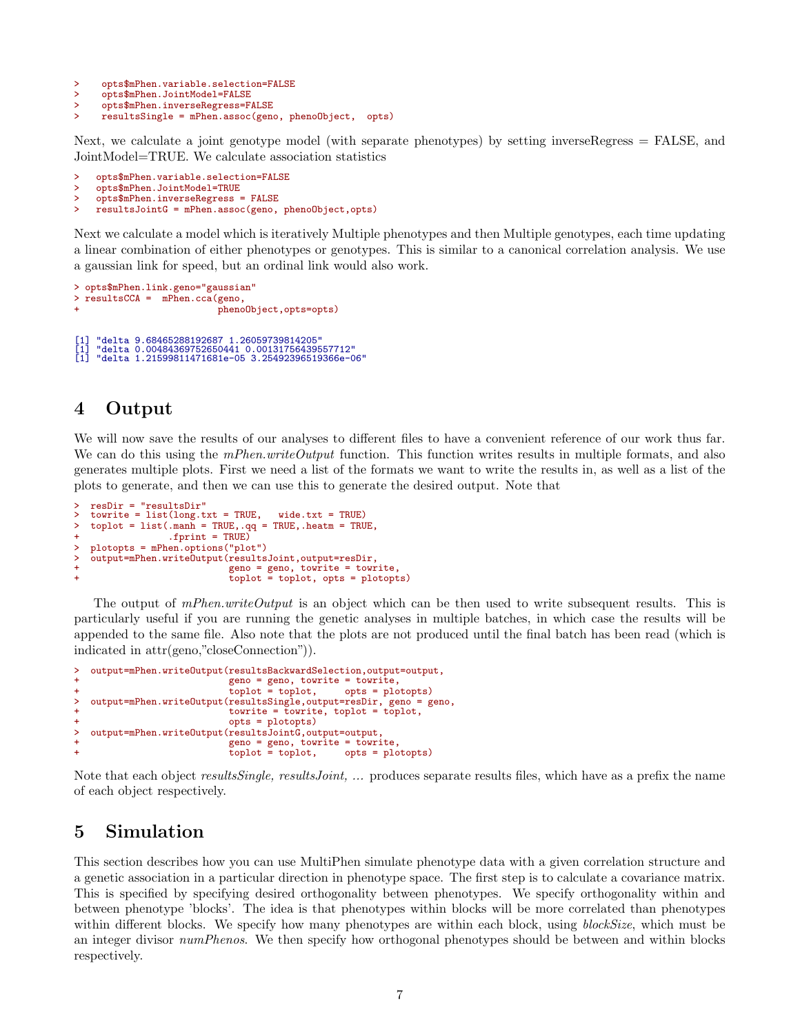```
>    opts$mPhen.variable.selection=FALSE
>    opts$mPhen.JointModel=FALSE
>    opts$mPhen.inverseRegress=FALSE
>    resultsSingle = mPhen.assoc(geno, phenoObject,  opts)
```

Next, we calculate a joint genotype model (with separate phenotypes) by setting inverseRegress = FALSE, and JointModel=TRUE. We calculate association statistics

```
>   opts$mPhen.variable.selection=FALSE
>   opts$mPhen.JointModel=TRUE
>   opts$mPhen.inverseRegress = FALSE
>   resultsJointG = mPhen.assoc(geno, phenoObject,opts)
```

Next we calculate a model which is iteratively Multiple phenotypes and then Multiple genotypes, each time updating a linear combination of either phenotypes or genotypes. This is similar to a canonical correlation analysis. We use a gaussian link for speed, but an ordinal link would also work.

```
> opts$mPhen.link.geno="gaussian"
> resultsCCA =  mPhen.cca(geno,
+                         phenoObject,opts=opts)


[1] "delta 9.68465288192687 1.26059739814205"
[1] "delta 0.00484369752650441 0.00131756439557712"
[1] "delta 1.21599811471681e-05 3.25492396519366e-06"
```

## 4 Output

We will now save the results of our analyses to different files to have a convenient reference of our work thus far. We can do this using the *mPhen.writeOutput* function. This function writes results in multiple formats, and also generates multiple plots. First we need a list of the formats we want to write the results in, as well as a list of the plots to generate, and then we can use this to generate the desired output. Note that

```
>  resDir = "resultsDir"
>  towrite = list(long.txt = TRUE,   wide.txt = TRUE)
>  toplot = list(.manh = TRUE,.qq = TRUE,.heatm = TRUE,
+               .fprint = TRUE)
>  plotopts = mPhen.options("plot")
>  output=mPhen.writeOutput(resultsJoint,output=resDir,
+                          geno = geno, towrite = towrite,
+                          toplot = toplot, opts = plotopts)
```

The output of *mPhen.writeOutput* is an object which can be then used to write subsequent results. This is particularly useful if you are running the genetic analyses in multiple batches, in which case the results will be appended to the same file. Also note that the plots are not produced until the final batch has been read (which is indicated in attr(geno,"closeConnection")).

```
>  output=mPhen.writeOutput(resultsBackwardSelection,output=output,
+                          geno = geno, towrite = towrite,
+                          toplot = toplot,     opts = plotopts)
>  output=mPhen.writeOutput(resultsSingle,output=resDir, geno = geno,
+                          towrite = towrite, toplot = toplot,
+                          opts = plotopts)
>  output=mPhen.writeOutput(resultsJointG,output=output,
+                          geno = geno, towrite = towrite,
+                          toplot = toplot,     opts = plotopts)
```

Note that each object *resultsSingle, resultsJoint, ...* produces separate results files, which have as a prefix the name of each object respectively.

## 5 Simulation

This section describes how you can use MultiPhen simulate phenotype data with a given correlation structure and a genetic association in a particular direction in phenotype space. The first step is to calculate a covariance matrix. This is specified by specifying desired orthogonality between phenotypes. We specify orthogonality within and between phenotype 'blocks'. The idea is that phenotypes within blocks will be more correlated than phenotypes within different blocks. We specify how many phenotypes are within each block, using *blockSize*, which must be an integer divisor *numPhenos*. We then specify how orthogonal phenotypes should be between and within blocks respectively.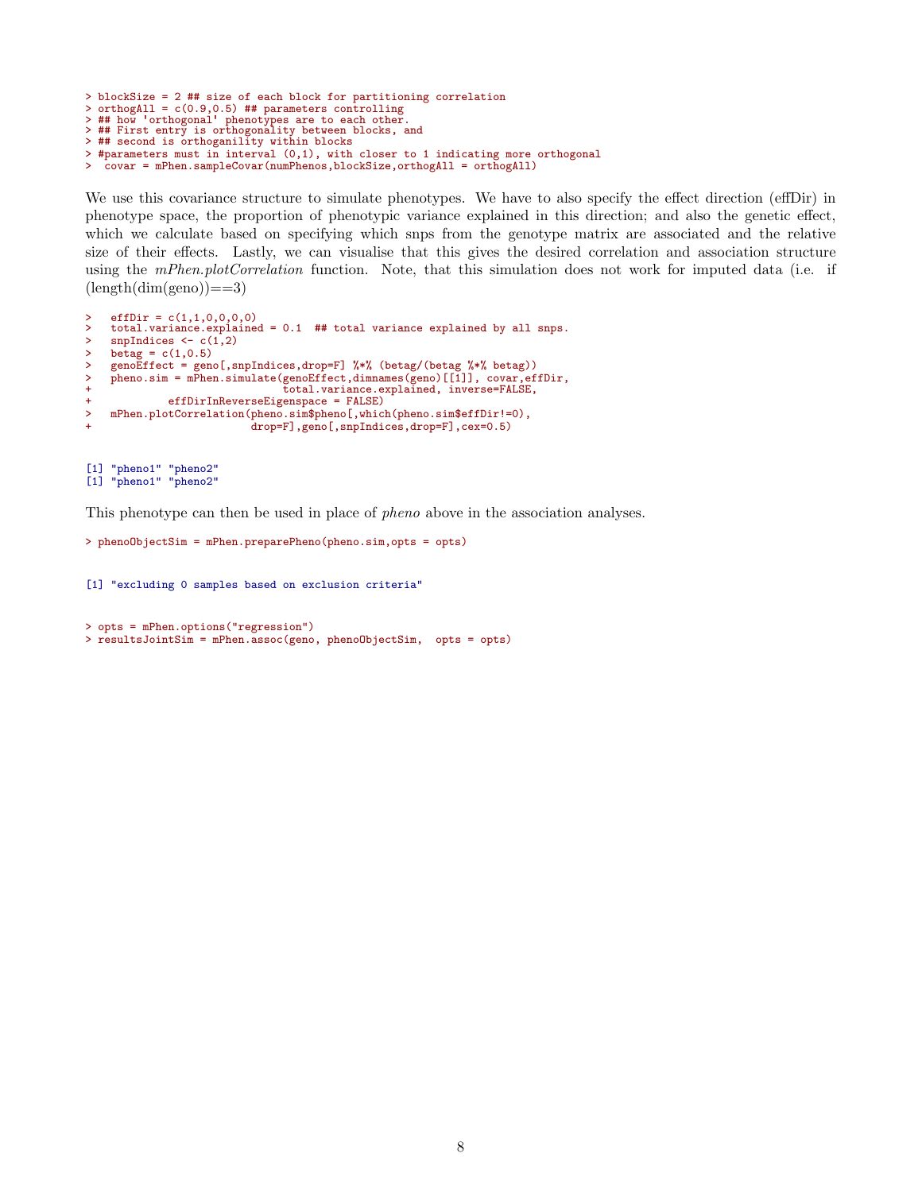```
> blockSize = 2 ## size of each block for partitioning correlation
> orthogAll = c(0.9,0.5) ## parameters controlling
> ## how 'orthogonal' phenotypes are to each other.
> ## First entry is orthogonality between blocks, and
> ## second is orthoganility within blocks
> #parameters must in interval (0,1), with closer to 1 indicating more orthogonal
>  covar = mPhen.sampleCovar(numPhenos,blockSize,orthogAll = orthogAll)
```

We use this covariance structure to simulate phenotypes. We have to also specify the effect direction (effDir) in phenotype space, the proportion of phenotypic variance explained in this direction; and also the genetic effect, which we calculate based on specifying which snps from the genotype matrix are associated and the relative size of their effects. Lastly, we can visualise that this gives the desired correlation and association structure using the *mPhen.plotCorrelation* function. Note, that this simulation does not work for imputed data (i.e. if (length(dim(geno))==3)

```
>   effDir = c(1,1,0,0,0,0)
>   total.variance.explained = 0.1  ## total variance explained by all snps.
>   snpIndices <- c(1,2)
>   betag = c(1,0.5)
>   genoEffect = geno[,snpIndices,drop=F] %*% (betag/(betag %*% betag))
>   pheno.sim = mPhen.simulate(genoEffect,dimnames(geno)[[1]], covar,effDir,
+                              total.variance.explained, inverse=FALSE,
+           effDirInReverseEigenspace = FALSE)
>   mPhen.plotCorrelation(pheno.sim$pheno[,which(pheno.sim$effDir!=0),
+                        drop=F],geno[,snpIndices,drop=F],cex=0.5)

[1] "pheno1" "pheno2"
[1] "pheno1" "pheno2"
```

This phenotype can then be used in place of *pheno* above in the association analyses.

```
> phenoObjectSim = mPhen.preparePheno(pheno.sim,opts = opts)

[1] "excluding 0 samples based on exclusion criteria"

> opts = mPhen.options("regression")
> resultsJointSim = mPhen.assoc(geno, phenoObjectSim,  opts = opts)
```